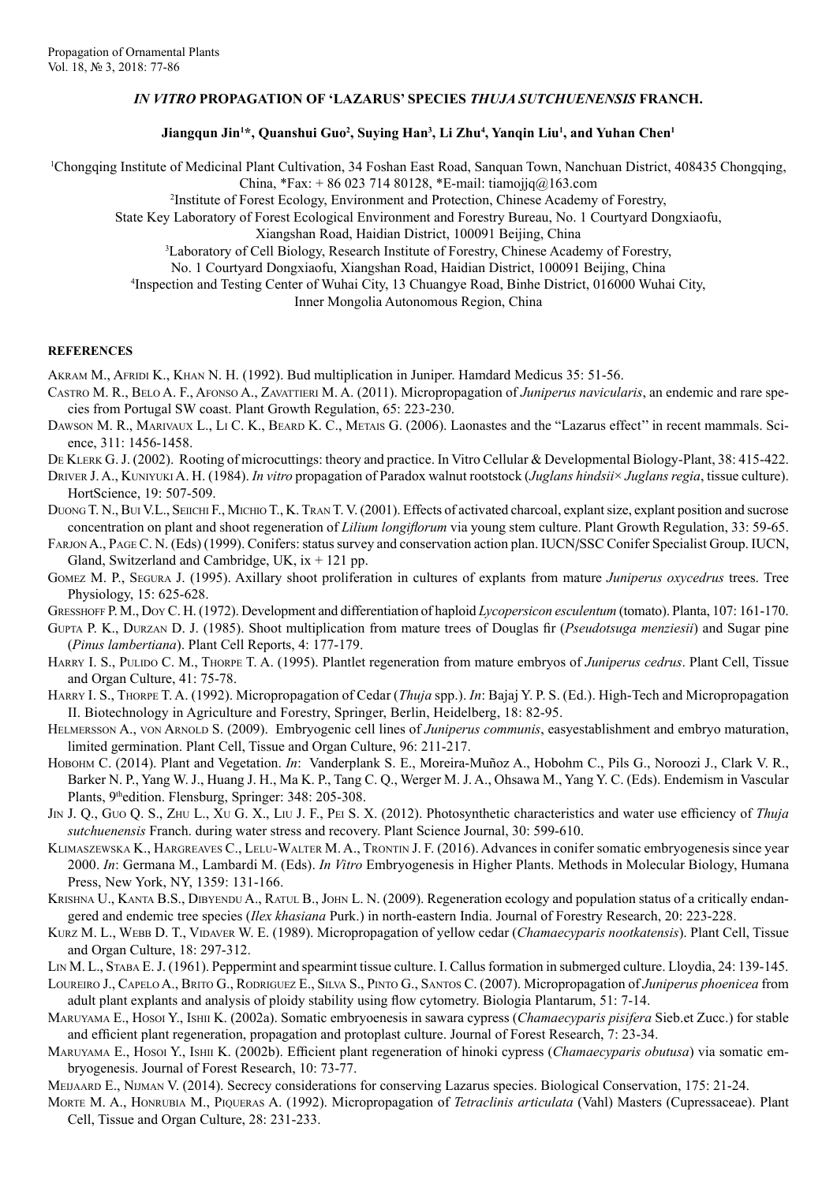# *IN VITRO* PROPAGATION OF 'LAZARUS' SPECIES *THUJA SUTCHUENENSIS* FRANCH.

**Jiangqun Jin[1]\*, Quanshui Guo[2], Suying Han[3], Li Zhu[4], Yanqin Liu[1], and Yuhan Chen[1]**

[1]Chongqing Institute of Medicinal Plant Cultivation, 34 Foshan East Road, Sanquan Town, Nanchuan District, 408435 Chongqing, China, \*Fax: + 86 023 714 80128, \*E-mail: tiamojjq@163.com

[2]Institute of Forest Ecology, Environment and Protection, Chinese Academy of Forestry, State Key Laboratory of Forest Ecological Environment and Forestry Bureau, No. 1 Courtyard Dongxiaofu, Xiangshan Road, Haidian District, 100091 Beijing, China

[3]Laboratory of Cell Biology, Research Institute of Forestry, Chinese Academy of Forestry, No. 1 Courtyard Dongxiaofu, Xiangshan Road, Haidian District, 100091 Beijing, China

[4]Inspection and Testing Center of Wuhai City, 13 Chuangye Road, Binhe District, 016000 Wuhai City, Inner Mongolia Autonomous Region, China

## REFERENCES

Akram M., Afridi K., Khan N. H. (1992). Bud multiplication in Juniper. Hamdard Medicus 35: 51-56.

Castro M. R., Belo A. F., Afonso A., Zavattieri M. A. (2011). Micropropagation of *Juniperus navicularis*, an endemic and rare species from Portugal SW coast. Plant Growth Regulation, 65: 223-230.

Dawson M. R., Marivaux L., Li C. K., Beard K. C., Metais G. (2006). Laonastes and the "Lazarus effect'' in recent mammals. Science, 311: 1456-1458.

De Klerk G. J. (2002). Rooting of microcuttings: theory and practice. In Vitro Cellular & Developmental Biology-Plant, 38: 415-422.

Driver J. A., Kuniyuki A. H. (1984). *In vitro* propagation of Paradox walnut rootstock (*Juglans hindsii× Juglans regia*, tissue culture). HortScience, 19: 507-509.

Duong T. N., Bui V.L., Seiichi F., Michio T., K. Tran T. V. (2001). Effects of activated charcoal, explant size, explant position and sucrose concentration on plant and shoot regeneration of *Lilium longiflorum* via young stem culture. Plant Growth Regulation, 33: 59-65.

Farjon A., Page C. N. (Eds) (1999). Conifers: status survey and conservation action plan. IUCN/SSC Conifer Specialist Group. IUCN, Gland, Switzerland and Cambridge, UK, ix + 121 pp.

Gomez M. P., Segura J. (1995). Axillary shoot proliferation in cultures of explants from mature *Juniperus oxycedrus* trees. Tree Physiology, 15: 625-628.

Gresshoff P. M., Doy C. H. (1972). Development and differentiation of haploid *Lycopersicon esculentum* (tomato). Planta, 107: 161-170.

Gupta P. K., Durzan D. J. (1985). Shoot multiplication from mature trees of Douglas fir (*Pseudotsuga menziesii*) and Sugar pine (*Pinus lambertiana*). Plant Cell Reports, 4: 177-179.

Harry I. S., Pulido C. M., Thorpe T. A. (1995). Plantlet regeneration from mature embryos of *Juniperus cedrus*. Plant Cell, Tissue and Organ Culture, 41: 75-78.

Harry I. S., Thorpe T. A. (1992). Micropropagation of Cedar (*Thuja* spp.). *In*: Bajaj Y. P. S. (Ed.). High-Tech and Micropropagation II. Biotechnology in Agriculture and Forestry, Springer, Berlin, Heidelberg, 18: 82-95.

Helmersson A., von Arnold S. (2009). Embryogenic cell lines of *Juniperus communis*, easyestablishment and embryo maturation, limited germination. Plant Cell, Tissue and Organ Culture, 96: 211-217.

Hobohm C. (2014). Plant and Vegetation. *In*: Vanderplank S. E., Moreira-Muñoz A., Hobohm C., Pils G., Noroozi J., Clark V. R., Barker N. P., Yang W. J., Huang J. H., Ma K. P., Tang C. Q., Werger M. J. A., Ohsawa M., Yang Y. C. (Eds). Endemism in Vascular Plants, 9thedition. Flensburg, Springer: 348: 205-308.

Jin J. Q., Guo Q. S., Zhu L., Xu G. X., Liu J. F., Pei S. X. (2012). Photosynthetic characteristics and water use efficiency of *Thuja sutchuenensis* Franch. during water stress and recovery. Plant Science Journal, 30: 599-610.

Klimaszewska K., Hargreaves C., Lelu-Walter M. A., Trontin J. F. (2016). Advances in conifer somatic embryogenesis since year 2000. *In*: Germana M., Lambardi M. (Eds). *In Vitro* Embryogenesis in Higher Plants. Methods in Molecular Biology, Humana Press, New York, NY, 1359: 131-166.

Krishna U., Kanta B.S., Dibyendu A., Ratul B., John L. N. (2009). Regeneration ecology and population status of a critically endangered and endemic tree species (*Ilex khasiana* Purk.) in north-eastern India. Journal of Forestry Research, 20: 223-228.

Kurz M. L., Webb D. T., Vidaver W. E. (1989). Micropropagation of yellow cedar (*Chamaecyparis nootkatensis*). Plant Cell, Tissue and Organ Culture, 18: 297-312.

Lin M. L., Staba E. J. (1961). Peppermint and spearmint tissue culture. I. Callus formation in submerged culture. Lloydia, 24: 139-145.

Loureiro J., Capelo A., Brito G., Rodriguez E., Silva S., Pinto G., Santos C. (2007). Micropropagation of *Juniperus phoenicea* from adult plant explants and analysis of ploidy stability using flow cytometry. Biologia Plantarum, 51: 7-14.

Maruyama E., Hosoi Y., Ishii K. (2002a). Somatic embryoenesis in sawara cypress (*Chamaecyparis pisifera* Sieb.et Zucc.) for stable and efficient plant regeneration, propagation and protoplast culture. Journal of Forest Research, 7: 23-34.

Maruyama E., Hosoi Y., Ishii K. (2002b). Efficient plant regeneration of hinoki cypress (*Chamaecyparis obutusa*) via somatic embryogenesis. Journal of Forest Research, 10: 73-77.

Meijaard E., Nijman V. (2014). Secrecy considerations for conserving Lazarus species. Biological Conservation, 175: 21-24.

Morte M. A., Honrubia M., Piqueras A. (1992). Micropropagation of *Tetraclinis articulata* (Vahl) Masters (Cupressaceae). Plant Cell, Tissue and Organ Culture, 28: 231-233.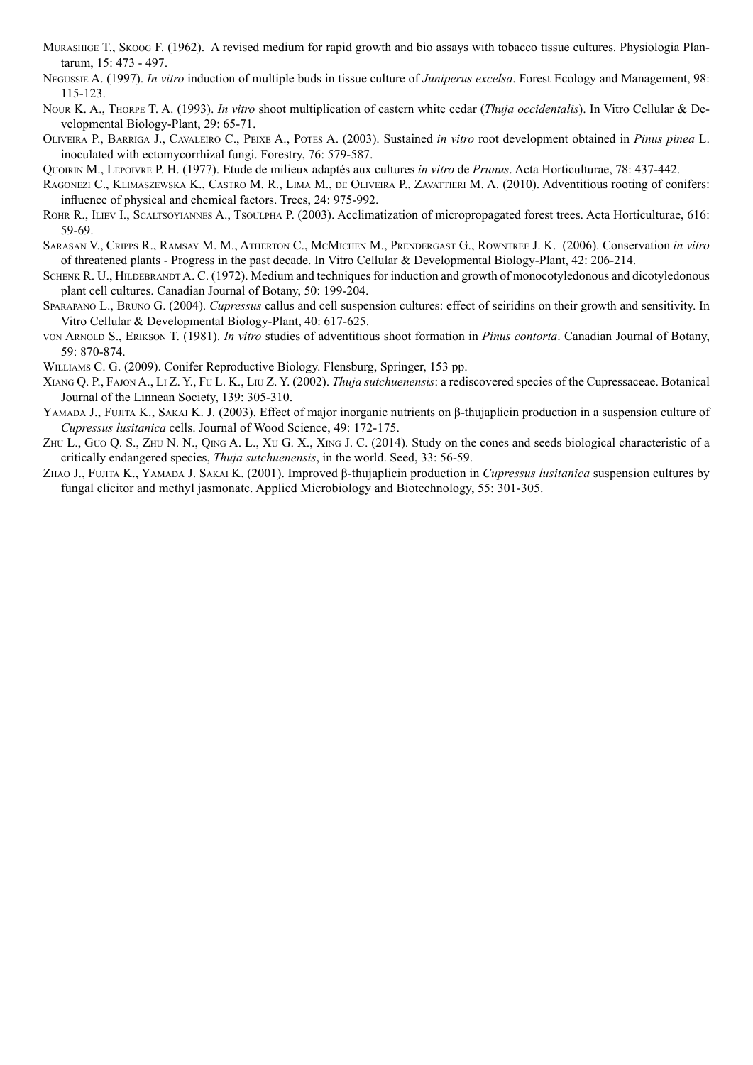Murashige T., Skoog F. (1962). A revised medium for rapid growth and bio assays with tobacco tissue cultures. Physiologia Plantarum, 15: 473 - 497.

Negussie A. (1997). *In vitro* induction of multiple buds in tissue culture of *Juniperus excelsa*. Forest Ecology and Management, 98: 115-123.

Nour K. A., Thorpe T. A. (1993). *In vitro* shoot multiplication of eastern white cedar (*Thuja occidentalis*). In Vitro Cellular & Developmental Biology-Plant, 29: 65-71.

Oliveira P., Barriga J., Cavaleiro C., Peixe A., Potes A. (2003). Sustained *in vitro* root development obtained in *Pinus pinea* L. inoculated with ectomycorrhizal fungi. Forestry, 76: 579-587.

Quoirin M., Lepoivre P. H. (1977). Etude de milieux adaptés aux cultures *in vitro* de *Prunus*. Acta Horticulturae, 78: 437-442.

Ragonezi C., Klimaszewska K., Castro M. R., Lima M., de Oliveira P., Zavattieri M. A. (2010). Adventitious rooting of conifers: influence of physical and chemical factors. Trees, 24: 975-992.

Rohr R., Iliev I., Scaltsoyiannes A., Tsoulpha P. (2003). Acclimatization of micropropagated forest trees. Acta Horticulturae, 616: 59-69.

Sarasan V., Cripps R., Ramsay M. M., Atherton C., McMichen M., Prendergast G., Rowntree J. K. (2006). Conservation *in vitro* of threatened plants - Progress in the past decade. In Vitro Cellular & Developmental Biology-Plant, 42: 206-214.

Schenk R. U., Hildebrandt A. C. (1972). Medium and techniques for induction and growth of monocotyledonous and dicotyledonous plant cell cultures. Canadian Journal of Botany, 50: 199-204.

Sparapano L., Bruno G. (2004). *Cupressus* callus and cell suspension cultures: effect of seiridins on their growth and sensitivity. In Vitro Cellular & Developmental Biology-Plant, 40: 617-625.

von Arnold S., Erikson T. (1981). *In vitro* studies of adventitious shoot formation in *Pinus contorta*. Canadian Journal of Botany, 59: 870-874.

Williams C. G. (2009). Conifer Reproductive Biology. Flensburg, Springer, 153 pp.

Xiang Q. P., Fajon A., Li Z. Y., Fu L. K., Liu Z. Y. (2002). *Thuja sutchuenensis*: a rediscovered species of the Cupressaceae. Botanical Journal of the Linnean Society, 139: 305-310.

Yamada J., Fujita K., Sakai K. J. (2003). Effect of major inorganic nutrients on β-thujaplicin production in a suspension culture of *Cupressus lusitanica* cells. Journal of Wood Science, 49: 172-175.

Zhu L., Guo Q. S., Zhu N. N., Qing A. L., Xu G. X., Xing J. C. (2014). Study on the cones and seeds biological characteristic of a critically endangered species, *Thuja sutchuenensis*, in the world. Seed, 33: 56-59.

Zhao J., Fujita K., Yamada J. Sakai K. (2001). Improved β-thujaplicin production in *Cupressus lusitanica* suspension cultures by fungal elicitor and methyl jasmonate. Applied Microbiology and Biotechnology, 55: 301-305.